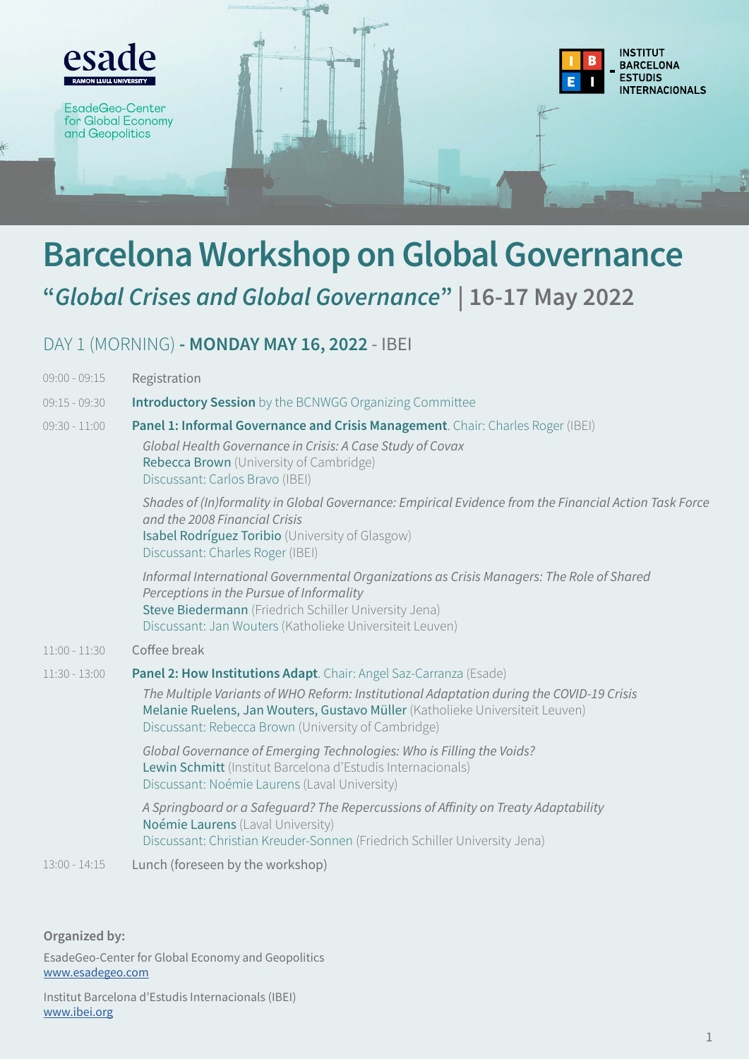esade
RAMON LLULL UNIVERSITY

EsadeGeo-Center for Global Economy and Geopolitics

INSTITUT BARCELONA ESTUDIS INTERNACIONALS

# Barcelona Workshop on Global Governance

## "*Global Crises and Global Governance*" | 16-17 May 2022

### DAY 1 (MORNING) - **MONDAY MAY 16, 2022** - IBEI

09:00 - 09:15 Registration

09:15 - 09:30 **Introductory Session** by the BCNWGG Organizing Committee

09:30 - 11:00 **Panel 1: Informal Governance and Crisis Management**. Chair: Charles Roger (IBEI)

*Global Health Governance in Crisis: A Case Study of Covax*
Rebecca Brown (University of Cambridge)
Discussant: Carlos Bravo (IBEI)

*Shades of (In)formality in Global Governance: Empirical Evidence from the Financial Action Task Force and the 2008 Financial Crisis*
Isabel Rodríguez Toribio (University of Glasgow)
Discussant: Charles Roger (IBEI)

*Informal International Governmental Organizations as Crisis Managers: The Role of Shared Perceptions in the Pursue of Informality*
Steve Biedermann (Friedrich Schiller University Jena)
Discussant: Jan Wouters (Katholieke Universiteit Leuven)

11:00 - 11:30 Coffee break

11:30 - 13:00 **Panel 2: How Institutions Adapt**. Chair: Angel Saz-Carranza (Esade)

*The Multiple Variants of WHO Reform: Institutional Adaptation during the COVID-19 Crisis*
Melanie Ruelens, Jan Wouters, Gustavo Müller (Katholieke Universiteit Leuven)
Discussant: Rebecca Brown (University of Cambridge)

*Global Governance of Emerging Technologies: Who is Filling the Voids?*
Lewin Schmitt (Institut Barcelona d'Estudis Internacionals)
Discussant: Noémie Laurens (Laval University)

*A Springboard or a Safeguard? The Repercussions of Affinity on Treaty Adaptability*
Noémie Laurens (Laval University)
Discussant: Christian Kreuder-Sonnen (Friedrich Schiller University Jena)

13:00 - 14:15 Lunch (foreseen by the workshop)

**Organized by:**

EsadeGeo-Center for Global Economy and Geopolitics
www.esadegeo.com

Institut Barcelona d'Estudis Internacionals (IBEI)
www.ibei.org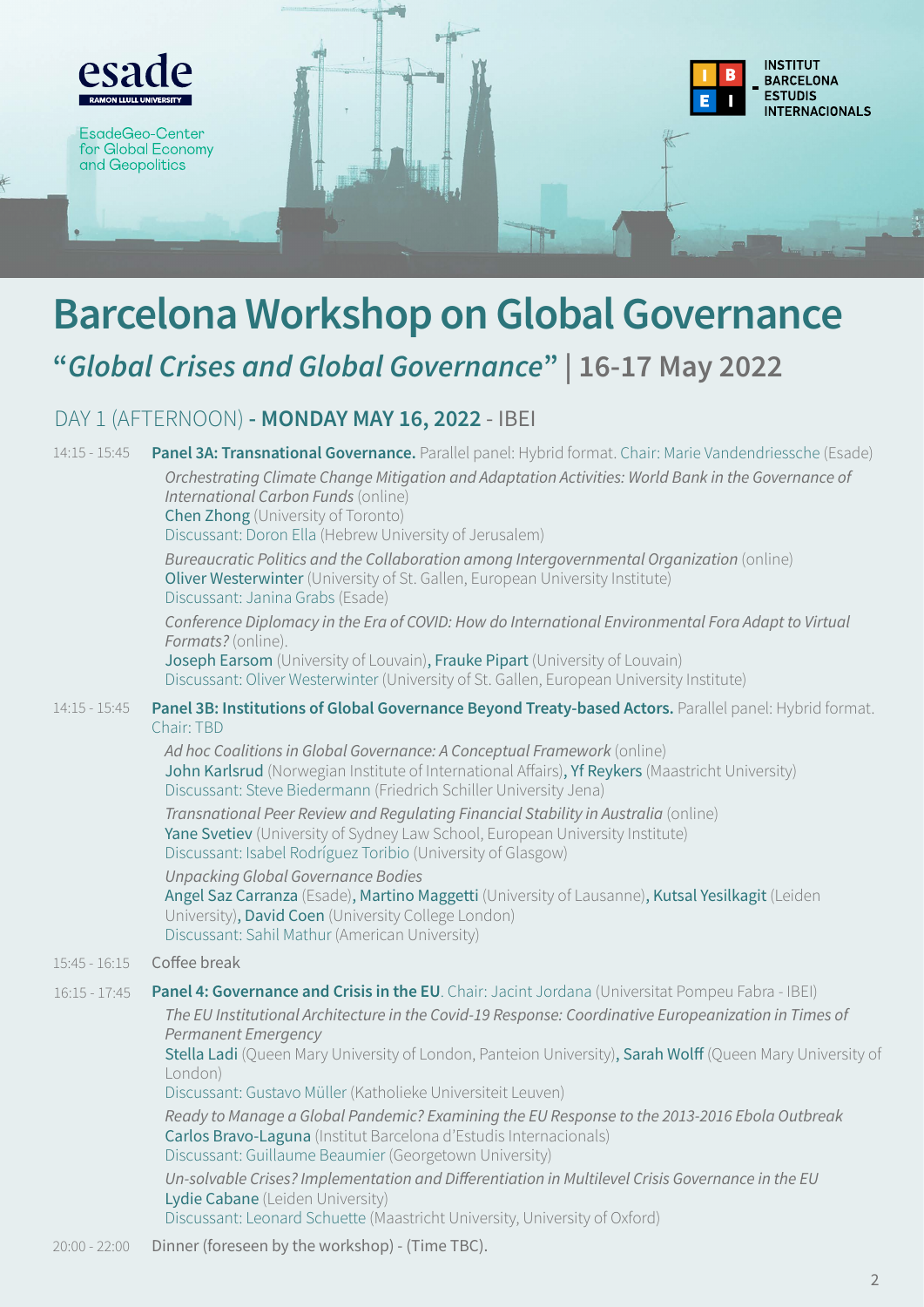esade

RAMON LLULL UNIVERSITY

EsadeGeo-Center for Global Economy and Geopolitics

INSTITUT BARCELONA ESTUDIS INTERNACIONALS

# Barcelona Workshop on Global Governance

## "*Global Crises and Global Governance*" | 16-17 May 2022

### DAY 1 (AFTERNOON) - **MONDAY MAY 16, 2022** - IBEI

14:15 - 15:45 **Panel 3A: Transnational Governance.** Parallel panel: Hybrid format. Chair: Marie Vandendriessche (Esade)

*Orchestrating Climate Change Mitigation and Adaptation Activities: World Bank in the Governance of International Carbon Funds* (online)
Chen Zhong (University of Toronto)
Discussant: Doron Ella (Hebrew University of Jerusalem)

*Bureaucratic Politics and the Collaboration among Intergovernmental Organization* (online)
Oliver Westerwinter (University of St. Gallen, European University Institute)
Discussant: Janina Grabs (Esade)

*Conference Diplomacy in the Era of COVID: How do International Environmental Fora Adapt to Virtual Formats?* (online).
Joseph Earsom (University of Louvain), Frauke Pipart (University of Louvain)
Discussant: Oliver Westerwinter (University of St. Gallen, European University Institute)

14:15 - 15:45 **Panel 3B: Institutions of Global Governance Beyond Treaty-based Actors.** Parallel panel: Hybrid format. Chair: TBD

*Ad hoc Coalitions in Global Governance: A Conceptual Framework* (online)
John Karlsrud (Norwegian Institute of International Affairs), Yf Reykers (Maastricht University)
Discussant: Steve Biedermann (Friedrich Schiller University Jena)

*Transnational Peer Review and Regulating Financial Stability in Australia* (online)
Yane Svetiev (University of Sydney Law School, European University Institute)
Discussant: Isabel Rodríguez Toribio (University of Glasgow)

*Unpacking Global Governance Bodies*
Angel Saz Carranza (Esade), Martino Maggetti (University of Lausanne), Kutsal Yesilkagit (Leiden University), David Coen (University College London)
Discussant: Sahil Mathur (American University)

15:45 - 16:15 Coffee break

16:15 - 17:45 **Panel 4: Governance and Crisis in the EU**. Chair: Jacint Jordana (Universitat Pompeu Fabra - IBEI)

*The EU Institutional Architecture in the Covid-19 Response: Coordinative Europeanization in Times of Permanent Emergency*
Stella Ladi (Queen Mary University of London, Panteion University), Sarah Wolff (Queen Mary University of London)
Discussant: Gustavo Müller (Katholieke Universiteit Leuven)

*Ready to Manage a Global Pandemic? Examining the EU Response to the 2013-2016 Ebola Outbreak*
Carlos Bravo-Laguna (Institut Barcelona d'Estudis Internacionals)
Discussant: Guillaume Beaumier (Georgetown University)

*Un-solvable Crises? Implementation and Differentiation in Multilevel Crisis Governance in the EU*
Lydie Cabane (Leiden University)
Discussant: Leonard Schuette (Maastricht University, University of Oxford)

20:00 - 22:00 Dinner (foreseen by the workshop) - (Time TBC).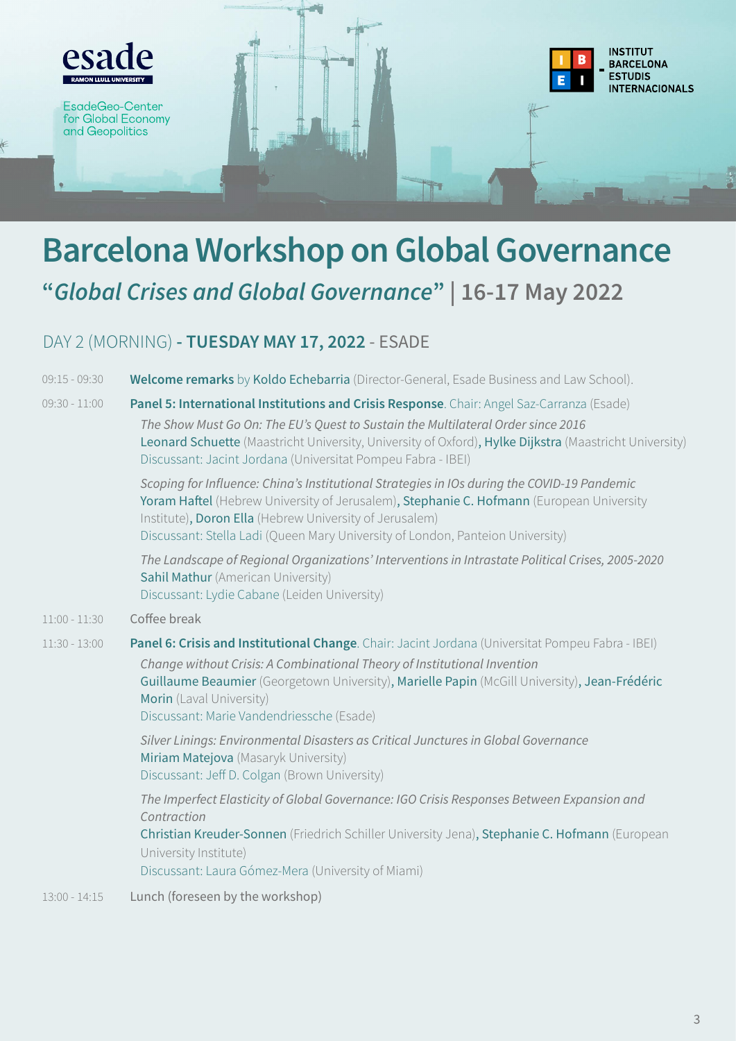esade
RAMON LLULL UNIVERSITY

EsadeGeo-Center for Global Economy and Geopolitics

INSTITUT BARCELONA ESTUDIS INTERNACIONALS

# Barcelona Workshop on Global Governance

## "*Global Crises and Global Governance*" | 16-17 May 2022

### DAY 2 (MORNING) - **TUESDAY MAY 17, 2022** - ESADE

09:15 - 09:30 **Welcome remarks** by Koldo Echebarria (Director-General, Esade Business and Law School).

09:30 - 11:00 **Panel 5: International Institutions and Crisis Response**. Chair: Angel Saz-Carranza (Esade)

*The Show Must Go On: The EU's Quest to Sustain the Multilateral Order since 2016*
Leonard Schuette (Maastricht University, University of Oxford), Hylke Dijkstra (Maastricht University)
Discussant: Jacint Jordana (Universitat Pompeu Fabra - IBEI)

*Scoping for Influence: China's Institutional Strategies in IOs during the COVID-19 Pandemic*
Yoram Haftel (Hebrew University of Jerusalem), Stephanie C. Hofmann (European University Institute), Doron Ella (Hebrew University of Jerusalem)
Discussant: Stella Ladi (Queen Mary University of London, Panteion University)

*The Landscape of Regional Organizations' Interventions in Intrastate Political Crises, 2005-2020*
Sahil Mathur (American University)
Discussant: Lydie Cabane (Leiden University)

11:00 - 11:30 Coffee break

11:30 - 13:00 **Panel 6: Crisis and Institutional Change**. Chair: Jacint Jordana (Universitat Pompeu Fabra - IBEI)

*Change without Crisis: A Combinational Theory of Institutional Invention*
Guillaume Beaumier (Georgetown University), Marielle Papin (McGill University), Jean-Frédéric Morin (Laval University)
Discussant: Marie Vandendriessche (Esade)

*Silver Linings: Environmental Disasters as Critical Junctures in Global Governance*
Miriam Matejova (Masaryk University)
Discussant: Jeff D. Colgan (Brown University)

*The Imperfect Elasticity of Global Governance: IGO Crisis Responses Between Expansion and Contraction*
Christian Kreuder-Sonnen (Friedrich Schiller University Jena), Stephanie C. Hofmann (European University Institute)
Discussant: Laura Gómez-Mera (University of Miami)

13:00 - 14:15 Lunch (foreseen by the workshop)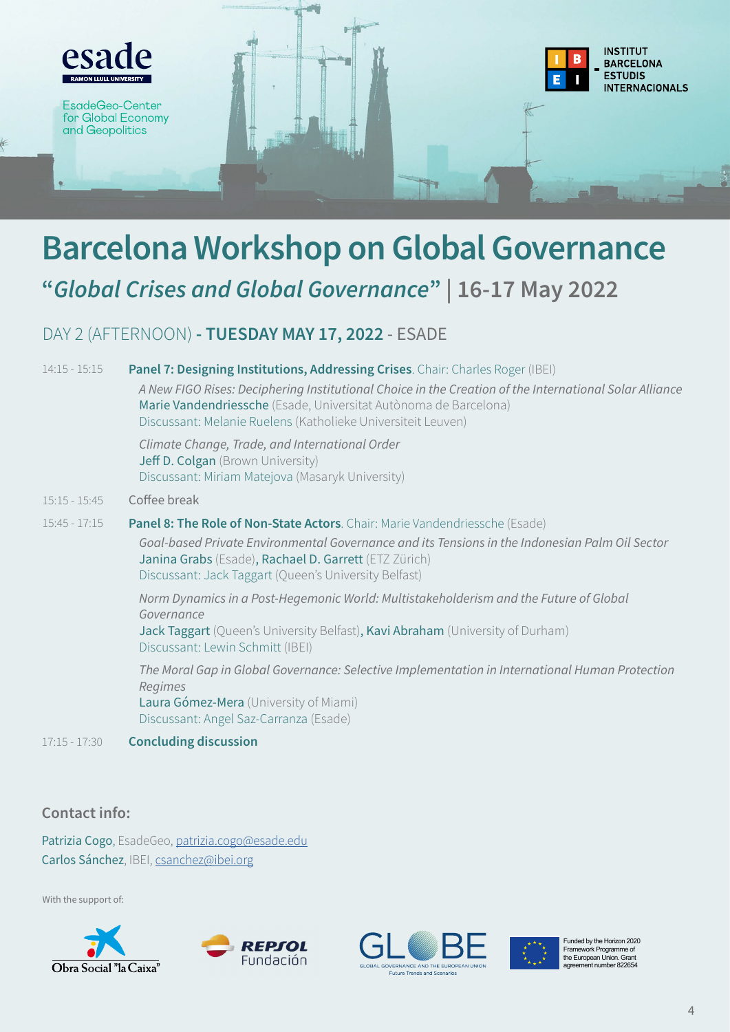esade
RAMON LLULL UNIVERSITY

EsadeGeo-Center for Global Economy and Geopolitics

INSTITUT BARCELONA ESTUDIS INTERNACIONALS

# Barcelona Workshop on Global Governance

## "*Global Crises and Global Governance*" | 16-17 May 2022

### DAY 2 (AFTERNOON) - **TUESDAY MAY 17, 2022** - ESADE

14:15 - 15:15 **Panel 7: Designing Institutions, Addressing Crises**. Chair: Charles Roger (IBEI)

*A New FIGO Rises: Deciphering Institutional Choice in the Creation of the International Solar Alliance*
Marie Vandendriessche (Esade, Universitat Autònoma de Barcelona)
Discussant: Melanie Ruelens (Katholieke Universiteit Leuven)

*Climate Change, Trade, and International Order*
Jeff D. Colgan (Brown University)
Discussant: Miriam Matejova (Masaryk University)

15:15 - 15:45 Coffee break

15:45 - 17:15 **Panel 8: The Role of Non-State Actors**. Chair: Marie Vandendriessche (Esade)

*Goal-based Private Environmental Governance and its Tensions in the Indonesian Palm Oil Sector*
Janina Grabs (Esade), Rachael D. Garrett (ETZ Zürich)
Discussant: Jack Taggart (Queen's University Belfast)

*Norm Dynamics in a Post-Hegemonic World: Multistakeholderism and the Future of Global Governance*
Jack Taggart (Queen's University Belfast), Kavi Abraham (University of Durham)
Discussant: Lewin Schmitt (IBEI)

*The Moral Gap in Global Governance: Selective Implementation in International Human Protection Regimes*
Laura Gómez-Mera (University of Miami)
Discussant: Angel Saz-Carranza (Esade)

17:15 - 17:30 **Concluding discussion**

**Contact info:**

Patrizia Cogo, EsadeGeo, patrizia.cogo@esade.edu
Carlos Sánchez, IBEI, csanchez@ibei.org

With the support of:

Obra Social "la Caixa"

REPSOL Fundación

GLOBE GLOBAL GOVERNANCE AND THE EUROPEAN UNION Future Trends and Scenarios

Funded by the Horizon 2020 Framework Programme of the European Union. Grant agreement number 822654